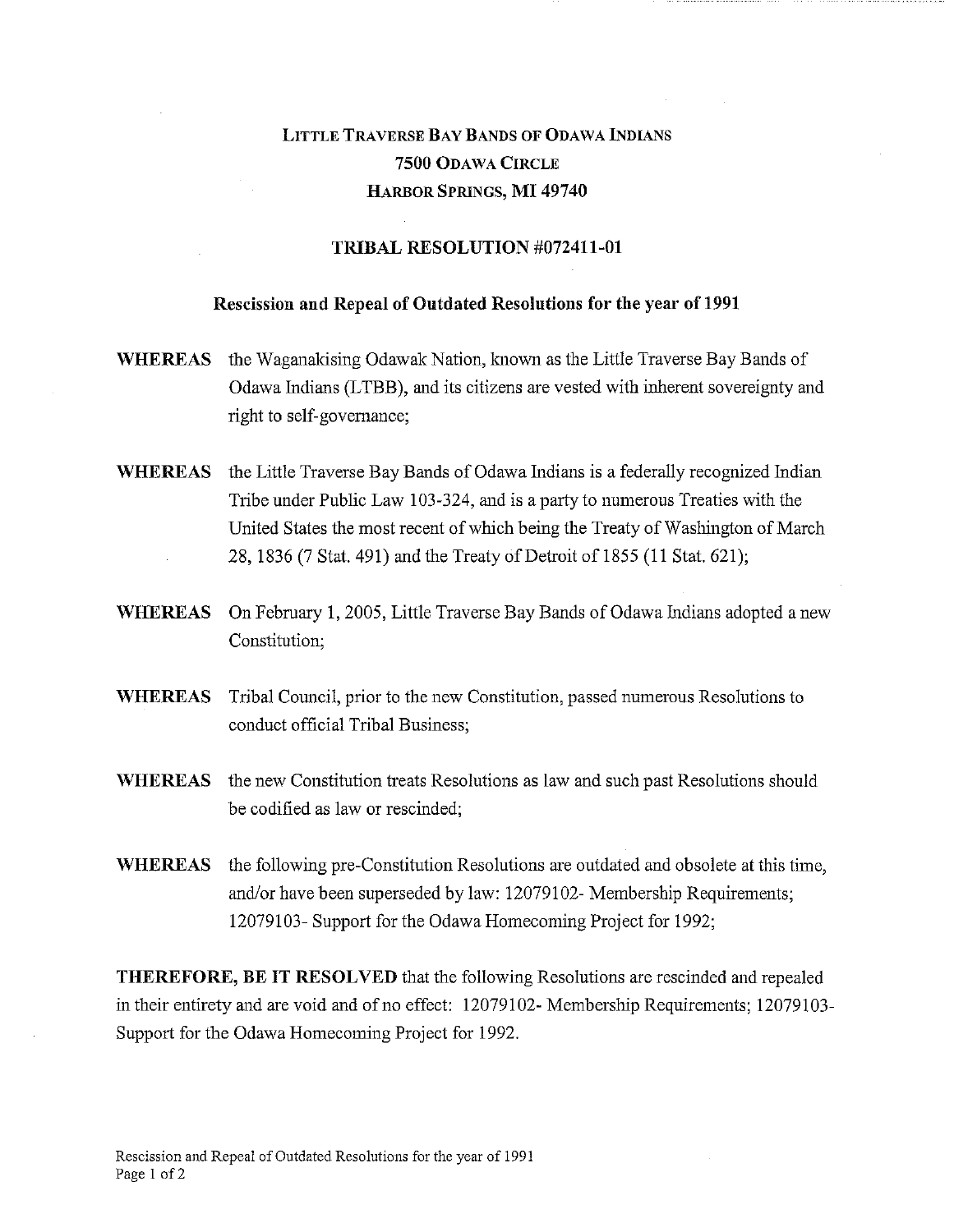# LITTLE TRAVERSE BAY BANDS OF ODAWA INDIANS
## 7500 ODAWA CIRCLE
## HARBOR SPRINGS, MI 49740

### TRIBAL RESOLUTION #072411-01

### Rescission and Repeal of Outdated Resolutions for the year of 1991

**WHEREAS** the Waganakising Odawak Nation, known as the Little Traverse Bay Bands of Odawa Indians (LTBB), and its citizens are vested with inherent sovereignty and right to self-governance;

**WHEREAS** the Little Traverse Bay Bands of Odawa Indians is a federally recognized Indian Tribe under Public Law 103-324, and is a party to numerous Treaties with the United States the most recent of which being the Treaty of Washington of March 28, 1836 (7 Stat. 491) and the Treaty of Detroit of 1855 (11 Stat. 621);

**WHEREAS** On February 1, 2005, Little Traverse Bay Bands of Odawa Indians adopted a new Constitution;

**WHEREAS** Tribal Council, prior to the new Constitution, passed numerous Resolutions to conduct official Tribal Business;

**WHEREAS** the new Constitution treats Resolutions as law and such past Resolutions should be codified as law or rescinded;

**WHEREAS** the following pre-Constitution Resolutions are outdated and obsolete at this time, and/or have been superseded by law: 12079102- Membership Requirements; 12079103- Support for the Odawa Homecoming Project for 1992;

**THEREFORE, BE IT RESOLVED** that the following Resolutions are rescinded and repealed in their entirety and are void and of no effect: 12079102- Membership Requirements; 12079103- Support for the Odawa Homecoming Project for 1992.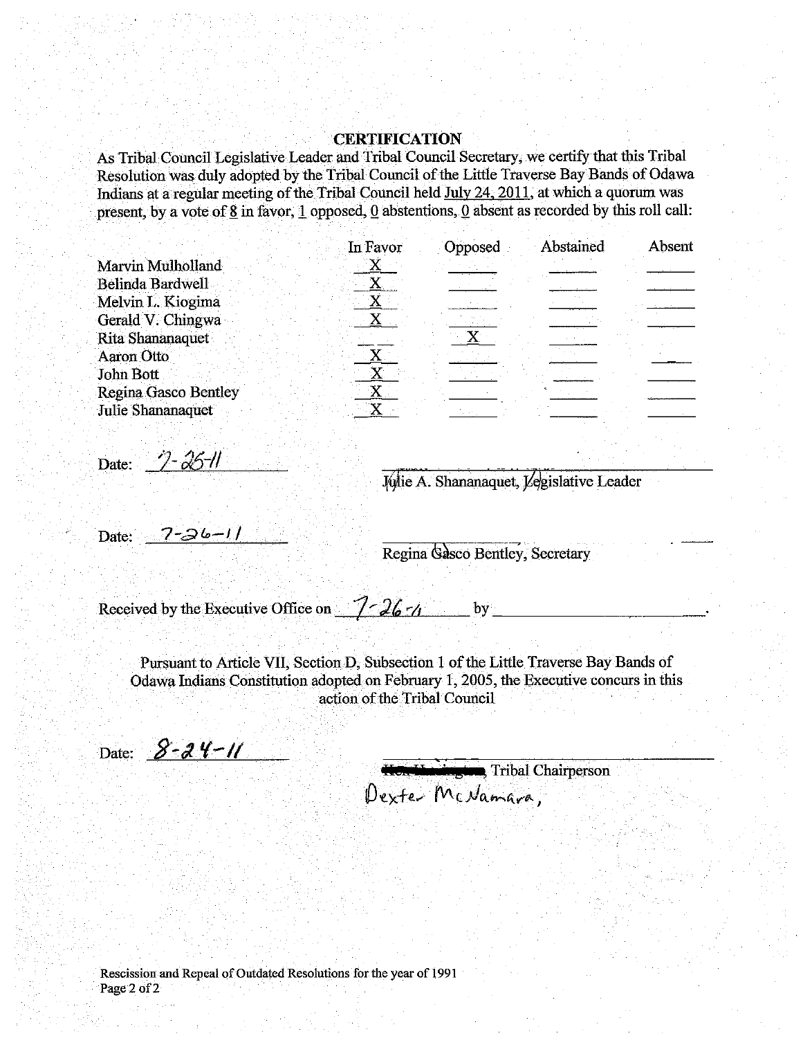## CERTIFICATION

As Tribal Council Legislative Leader and Tribal Council Secretary, we certify that this Tribal Resolution was duly adopted by the Tribal Council of the Little Traverse Bay Bands of Odawa Indians at a regular meeting of the Tribal Council held July 24, 2011, at which a quorum was present, by a vote of 8 in favor, 1 opposed, 0 abstentions, 0 absent as recorded by this roll call:

| | In Favor | Opposed | Abstained | Absent |
|---|---|---|---|---|
| Marvin Mulholland | X | | | |
| Belinda Bardwell | X | | | |
| Melvin L. Kiogima | X | | | |
| Gerald V. Chingwa | X | | | |
| Rita Shananaquet | | X | | |
| Aaron Otto | X | | | |
| John Bott | X | | | |
| Regina Gasco Bentley | X | | | |
| Julie Shananaquet | X | | | |

Date: 7-25-11

Julie A. Shananaquet, Legislative Leader

Date: 7-26-11

Regina Gasco Bentley, Secretary

Received by the Executive Office on 7-26-11 by ______________________.

Pursuant to Article VII, Section D, Subsection 1 of the Little Traverse Bay Bands of Odawa Indians Constitution adopted on February 1, 2005, the Executive concurs in this action of the Tribal Council

Date: 8-24-11

Dexter McNamara, Tribal Chairperson